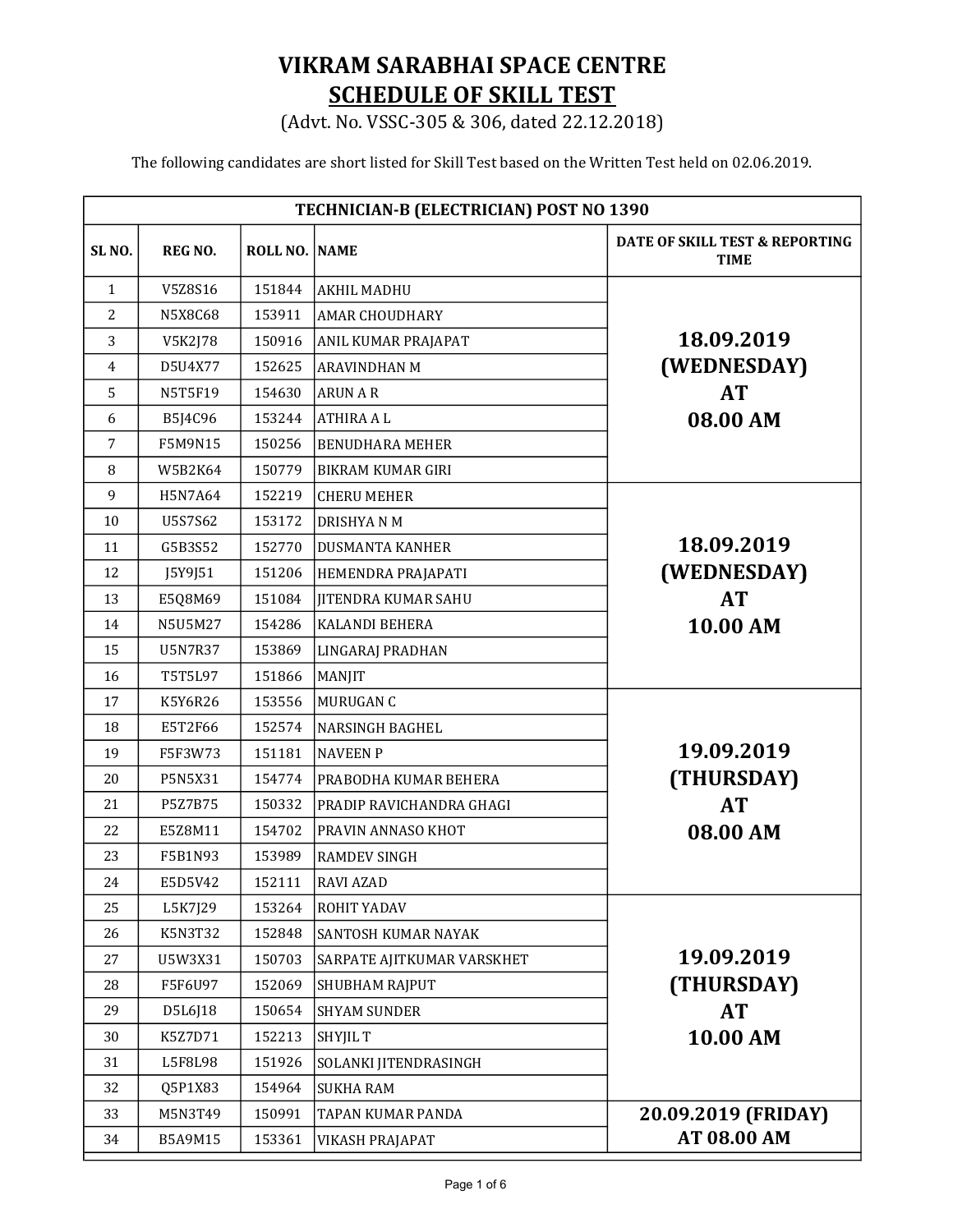# VIKRAM SARABHAI SPACE CENTRE

## SCHEDULE OF SKILL TEST

(Advt. No. VSSC-305 & 306, dated 22.12.2018)

The following candidates are short listed for Skill Test based on the Written Test held on 02.06.2019.

| TECHNICIAN-B (ELECTRICIAN) POST NO 1390 | | | | |
|---|---|---|---|---|
| **SL NO.** | **REG NO.** | **ROLL NO.** | **NAME** | **DATE OF SKILL TEST & REPORTING TIME** |
| 1 | V5Z8S16 | 151844 | AKHIL MADHU | **18.09.2019 (WEDNESDAY) AT 08.00 AM** |
| 2 | N5X8C68 | 153911 | AMAR CHOUDHARY | |
| 3 | V5K2J78 | 150916 | ANIL KUMAR PRAJAPAT | |
| 4 | D5U4X77 | 152625 | ARAVINDHAN M | |
| 5 | N5T5F19 | 154630 | ARUN A R | |
| 6 | B5J4C96 | 153244 | ATHIRA A L | |
| 7 | F5M9N15 | 150256 | BENUDHARA MEHER | |
| 8 | W5B2K64 | 150779 | BIKRAM KUMAR GIRI | |
| 9 | H5N7A64 | 152219 | CHERU MEHER | **18.09.2019 (WEDNESDAY) AT 10.00 AM** |
| 10 | U5S7S62 | 153172 | DRISHYA N M | |
| 11 | G5B3S52 | 152770 | DUSMANTA KANHER | |
| 12 | J5Y9J51 | 151206 | HEMENDRA PRAJAPATI | |
| 13 | E5Q8M69 | 151084 | JITENDRA KUMAR SAHU | |
| 14 | N5U5M27 | 154286 | KALANDI BEHERA | |
| 15 | U5N7R37 | 153869 | LINGARAJ PRADHAN | |
| 16 | T5T5L97 | 151866 | MANJIT | |
| 17 | K5Y6R26 | 153556 | MURUGAN C | **19.09.2019 (THURSDAY) AT 08.00 AM** |
| 18 | E5T2F66 | 152574 | NARSINGH BAGHEL | |
| 19 | F5F3W73 | 151181 | NAVEEN P | |
| 20 | P5N5X31 | 154774 | PRABODHA KUMAR BEHERA | |
| 21 | P5Z7B75 | 150332 | PRADIP RAVICHANDRA GHAGI | |
| 22 | E5Z8M11 | 154702 | PRAVIN ANNASO KHOT | |
| 23 | F5B1N93 | 153989 | RAMDEV SINGH | |
| 24 | E5D5V42 | 152111 | RAVI AZAD | |
| 25 | L5K7J29 | 153264 | ROHIT YADAV | **19.09.2019 (THURSDAY) AT 10.00 AM** |
| 26 | K5N3T32 | 152848 | SANTOSH KUMAR NAYAK | |
| 27 | U5W3X31 | 150703 | SARPATE AJITKUMAR VARSKHET | |
| 28 | F5F6U97 | 152069 | SHUBHAM RAJPUT | |
| 29 | D5L6J18 | 150654 | SHYAM SUNDER | |
| 30 | K5Z7D71 | 152213 | SHYJIL T | |
| 31 | L5F8L98 | 151926 | SOLANKI JITENDRASINGH | |
| 32 | Q5P1X83 | 154964 | SUKHA RAM | |
| 33 | M5N3T49 | 150991 | TAPAN KUMAR PANDA | **20.09.2019 (FRIDAY) AT 08.00 AM** |
| 34 | B5A9M15 | 153361 | VIKASH PRAJAPAT | |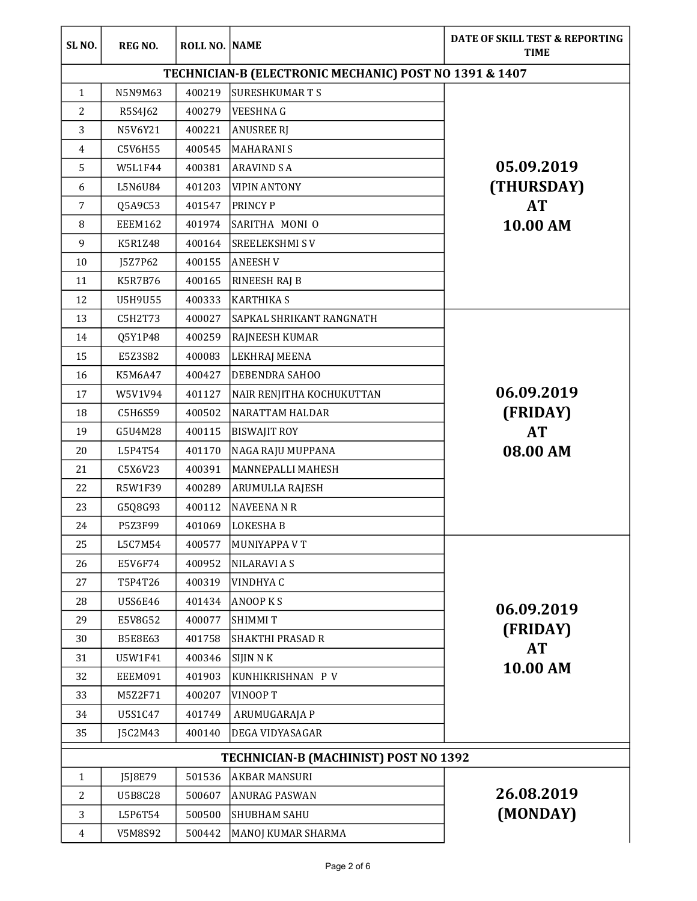| SL NO. | REG NO. | ROLL NO. | NAME | DATE OF SKILL TEST & REPORTING TIME |
|---|---|---|---|---|
| **TECHNICIAN-B (ELECTRONIC MECHANIC) POST NO 1391 & 1407** | | | | |
| 1 | N5N9M63 | 400219 | SURESHKUMAR T S | **05.09.2019 (THURSDAY) AT 10.00 AM** |
| 2 | R5S4J62 | 400279 | VEESHNA G | |
| 3 | N5V6Y21 | 400221 | ANUSREE RJ | |
| 4 | C5V6H55 | 400545 | MAHARANI S | |
| 5 | W5L1F44 | 400381 | ARAVIND S A | |
| 6 | L5N6U84 | 401203 | VIPIN ANTONY | |
| 7 | Q5A9C53 | 401547 | PRINCY P | |
| 8 | EEEM162 | 401974 | SARITHA MONI O | |
| 9 | K5R1Z48 | 400164 | SREELEKSHMI S V | |
| 10 | J5Z7P62 | 400155 | ANEESH V | |
| 11 | K5R7B76 | 400165 | RINEESH RAJ B | |
| 12 | U5H9U55 | 400333 | KARTHIKA S | |
| 13 | C5H2T73 | 400027 | SAPKAL SHRIKANT RANGNATH | **06.09.2019 (FRIDAY) AT 08.00 AM** |
| 14 | Q5Y1P48 | 400259 | RAJNEESH KUMAR | |
| 15 | E5Z3S82 | 400083 | LEKHRAJ MEENA | |
| 16 | K5M6A47 | 400427 | DEBENDRA SAHOO | |
| 17 | W5V1V94 | 401127 | NAIR RENJITHA KOCHUKUTTAN | |
| 18 | C5H6S59 | 400502 | NARATTAM HALDAR | |
| 19 | G5U4M28 | 400115 | BISWAJIT ROY | |
| 20 | L5P4T54 | 401170 | NAGA RAJU MUPPANA | |
| 21 | C5X6V23 | 400391 | MANNEPALLI MAHESH | |
| 22 | R5W1F39 | 400289 | ARUMULLA RAJESH | |
| 23 | G5Q8G93 | 400112 | NAVEENA N R | |
| 24 | P5Z3F99 | 401069 | LOKESHA B | |
| 25 | L5C7M54 | 400577 | MUNIYAPPA V T | **06.09.2019 (FRIDAY) AT 10.00 AM** |
| 26 | E5V6F74 | 400952 | NILARAVI A S | |
| 27 | T5P4T26 | 400319 | VINDHYA C | |
| 28 | U5S6E46 | 401434 | ANOOP K S | |
| 29 | E5V8G52 | 400077 | SHIMMI T | |
| 30 | B5E8E63 | 401758 | SHAKTHI PRASAD R | |
| 31 | U5W1F41 | 400346 | SIJIN N K | |
| 32 | EEEM091 | 401903 | KUNHIKRISHNAN P V | |
| 33 | M5Z2F71 | 400207 | VINOOP T | |
| 34 | U5S1C47 | 401749 | ARUMUGARAJA P | |
| 35 | J5C2M43 | 400140 | DEGA VIDYASAGAR | |
| **TECHNICIAN-B (MACHINIST) POST NO 1392** | | | | |
| 1 | J5J8E79 | 501536 | AKBAR MANSURI | **26.08.2019 (MONDAY)** |
| 2 | U5B8C28 | 500607 | ANURAG PASWAN | |
| 3 | L5P6T54 | 500500 | SHUBHAM SAHU | |
| 4 | V5M8S92 | 500442 | MANOJ KUMAR SHARMA | |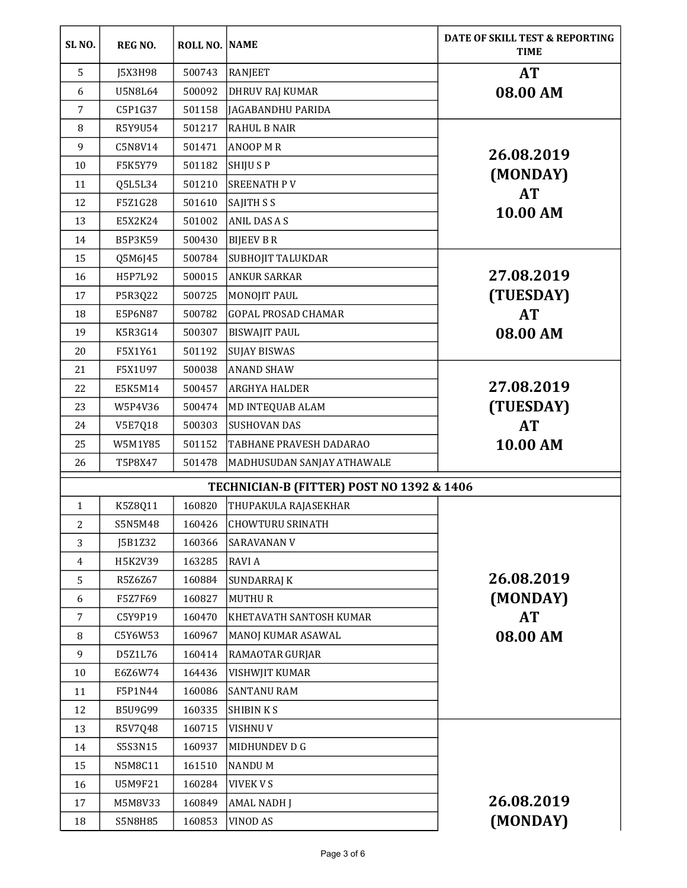| SL NO. | REG NO. | ROLL NO. | NAME | DATE OF SKILL TEST & REPORTING TIME |
|---|---|---|---|---|
| 5 | J5X3H98 | 500743 | RANJEET | AT 08.00 AM |
| 6 | U5N8L64 | 500092 | DHRUV RAJ KUMAR | |
| 7 | C5P1G37 | 501158 | JAGABANDHU PARIDA | |
| 8 | R5Y9U54 | 501217 | RAHUL B NAIR | 26.08.2019 (MONDAY) AT 10.00 AM |
| 9 | C5N8V14 | 501471 | ANOOP M R | |
| 10 | F5K5Y79 | 501182 | SHIJU S P | |
| 11 | Q5L5L34 | 501210 | SREENATH P V | |
| 12 | F5Z1G28 | 501610 | SAJITH S S | |
| 13 | E5X2K24 | 501002 | ANIL DAS A S | |
| 14 | B5P3K59 | 500430 | BIJEEV B R | |
| 15 | Q5M6J45 | 500784 | SUBHOJIT TALUKDAR | 27.08.2019 (TUESDAY) AT 08.00 AM |
| 16 | H5P7L92 | 500015 | ANKUR SARKAR | |
| 17 | P5R3Q22 | 500725 | MONOJIT PAUL | |
| 18 | E5P6N87 | 500782 | GOPAL PROSAD CHAMAR | |
| 19 | K5R3G14 | 500307 | BISWAJIT PAUL | |
| 20 | F5X1Y61 | 501192 | SUJAY BISWAS | |
| 21 | F5X1U97 | 500038 | ANAND SHAW | 27.08.2019 (TUESDAY) AT 10.00 AM |
| 22 | E5K5M14 | 500457 | ARGHYA HALDER | |
| 23 | W5P4V36 | 500474 | MD INTEQUAB ALAM | |
| 24 | V5E7Q18 | 500303 | SUSHOVAN DAS | |
| 25 | W5M1Y85 | 501152 | TABHANE PRAVESH DADARAO | |
| 26 | T5P8X47 | 501478 | MADHUSUDAN SANJAY ATHAWALE | |

**TECHNICIAN-B (FITTER) POST NO 1392 & 1406**

| SL NO. | REG NO. | ROLL NO. | NAME | DATE OF SKILL TEST & REPORTING TIME |
|---|---|---|---|---|
| 1 | K5Z8Q11 | 160820 | THUPAKULA RAJASEKHAR | 26.08.2019 (MONDAY) AT 08.00 AM |
| 2 | S5N5M48 | 160426 | CHOWTURU SRINATH | |
| 3 | J5B1Z32 | 160366 | SARAVANAN V | |
| 4 | H5K2V39 | 163285 | RAVI A | |
| 5 | R5Z6Z67 | 160884 | SUNDARRAJ K | |
| 6 | F5Z7F69 | 160827 | MUTHU R | |
| 7 | C5Y9P19 | 160470 | KHETAVATH SANTOSH KUMAR | |
| 8 | C5Y6W53 | 160967 | MANOJ KUMAR ASAWAL | |
| 9 | D5Z1L76 | 160414 | RAMAOTAR GURJAR | |
| 10 | E6Z6W74 | 164436 | VISHWJIT KUMAR | |
| 11 | F5P1N44 | 160086 | SANTANU RAM | |
| 12 | B5U9G99 | 160335 | SHIBIN K S | |
| 13 | R5V7Q48 | 160715 | VISHNU V | 26.08.2019 (MONDAY) |
| 14 | S5S3N15 | 160937 | MIDHUNDEV D G | |
| 15 | N5M8C11 | 161510 | NANDU M | |
| 16 | U5M9F21 | 160284 | VIVEK V S | |
| 17 | M5M8V33 | 160849 | AMAL NADH J | |
| 18 | S5N8H85 | 160853 | VINOD AS | |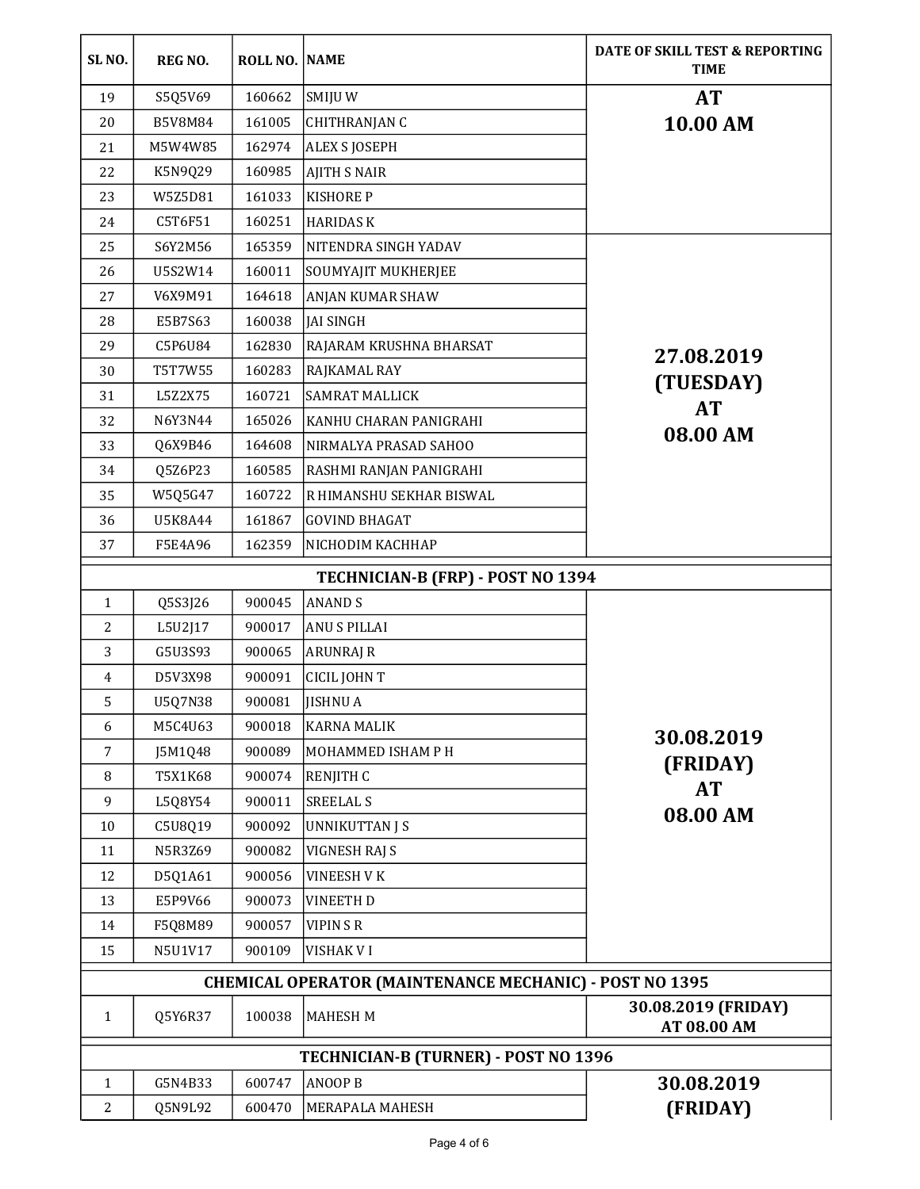| SL NO. | REG NO. | ROLL NO. | NAME | DATE OF SKILL TEST & REPORTING TIME |
|---|---|---|---|---|
| 19 | S5Q5V69 | 160662 | SMIJU W | AT 10.00 AM |
| 20 | B5V8M84 | 161005 | CHITHRANJAN C | |
| 21 | M5W4W85 | 162974 | ALEX S JOSEPH | |
| 22 | K5N9Q29 | 160985 | AJITH S NAIR | |
| 23 | W5Z5D81 | 161033 | KISHORE P | |
| 24 | C5T6F51 | 160251 | HARIDAS K | |
| 25 | S6Y2M56 | 165359 | NITENDRA SINGH YADAV | 27.08.2019 (TUESDAY) AT 08.00 AM |
| 26 | U5S2W14 | 160011 | SOUMYAJIT MUKHERJEE | |
| 27 | V6X9M91 | 164618 | ANJAN KUMAR SHAW | |
| 28 | E5B7S63 | 160038 | JAI SINGH | |
| 29 | C5P6U84 | 162830 | RAJARAM KRUSHNA BHARSAT | |
| 30 | T5T7W55 | 160283 | RAJKAMAL RAY | |
| 31 | L5Z2X75 | 160721 | SAMRAT MALLICK | |
| 32 | N6Y3N44 | 165026 | KANHU CHARAN PANIGRAHI | |
| 33 | Q6X9B46 | 164608 | NIRMALYA PRASAD SAHOO | |
| 34 | Q5Z6P23 | 160585 | RASHMI RANJAN PANIGRAHI | |
| 35 | W5Q5G47 | 160722 | R HIMANSHU SEKHAR BISWAL | |
| 36 | U5K8A44 | 161867 | GOVIND BHAGAT | |
| 37 | F5E4A96 | 162359 | NICHODIM KACHHAP | |

**TECHNICIAN-B (FRP) - POST NO 1394**

| SL NO. | REG NO. | ROLL NO. | NAME | DATE OF SKILL TEST & REPORTING TIME |
|---|---|---|---|---|
| 1 | Q5S3J26 | 900045 | ANAND S | 30.08.2019 (FRIDAY) AT 08.00 AM |
| 2 | L5U2J17 | 900017 | ANU S PILLAI | |
| 3 | G5U3S93 | 900065 | ARUNRAJ R | |
| 4 | D5V3X98 | 900091 | CICIL JOHN T | |
| 5 | U5Q7N38 | 900081 | JISHNU A | |
| 6 | M5C4U63 | 900018 | KARNA MALIK | |
| 7 | J5M1Q48 | 900089 | MOHAMMED ISHAM P H | |
| 8 | T5X1K68 | 900074 | RENJITH C | |
| 9 | L5Q8Y54 | 900011 | SREELAL S | |
| 10 | C5U8Q19 | 900092 | UNNIKUTTAN J S | |
| 11 | N5R3Z69 | 900082 | VIGNESH RAJ S | |
| 12 | D5Q1A61 | 900056 | VINEESH V K | |
| 13 | E5P9V66 | 900073 | VINEETH D | |
| 14 | F5Q8M89 | 900057 | VIPIN S R | |
| 15 | N5U1V17 | 900109 | VISHAK V I | |

**CHEMICAL OPERATOR (MAINTENANCE MECHANIC) - POST NO 1395**

| SL NO. | REG NO. | ROLL NO. | NAME | DATE OF SKILL TEST & REPORTING TIME |
|---|---|---|---|---|
| 1 | Q5Y6R37 | 100038 | MAHESH M | 30.08.2019 (FRIDAY) AT 08.00 AM |

**TECHNICIAN-B (TURNER) - POST NO 1396**

| SL NO. | REG NO. | ROLL NO. | NAME | DATE OF SKILL TEST & REPORTING TIME |
|---|---|---|---|---|
| 1 | G5N4B33 | 600747 | ANOOP B | 30.08.2019 (FRIDAY) |
| 2 | Q5N9L92 | 600470 | MERAPALA MAHESH | |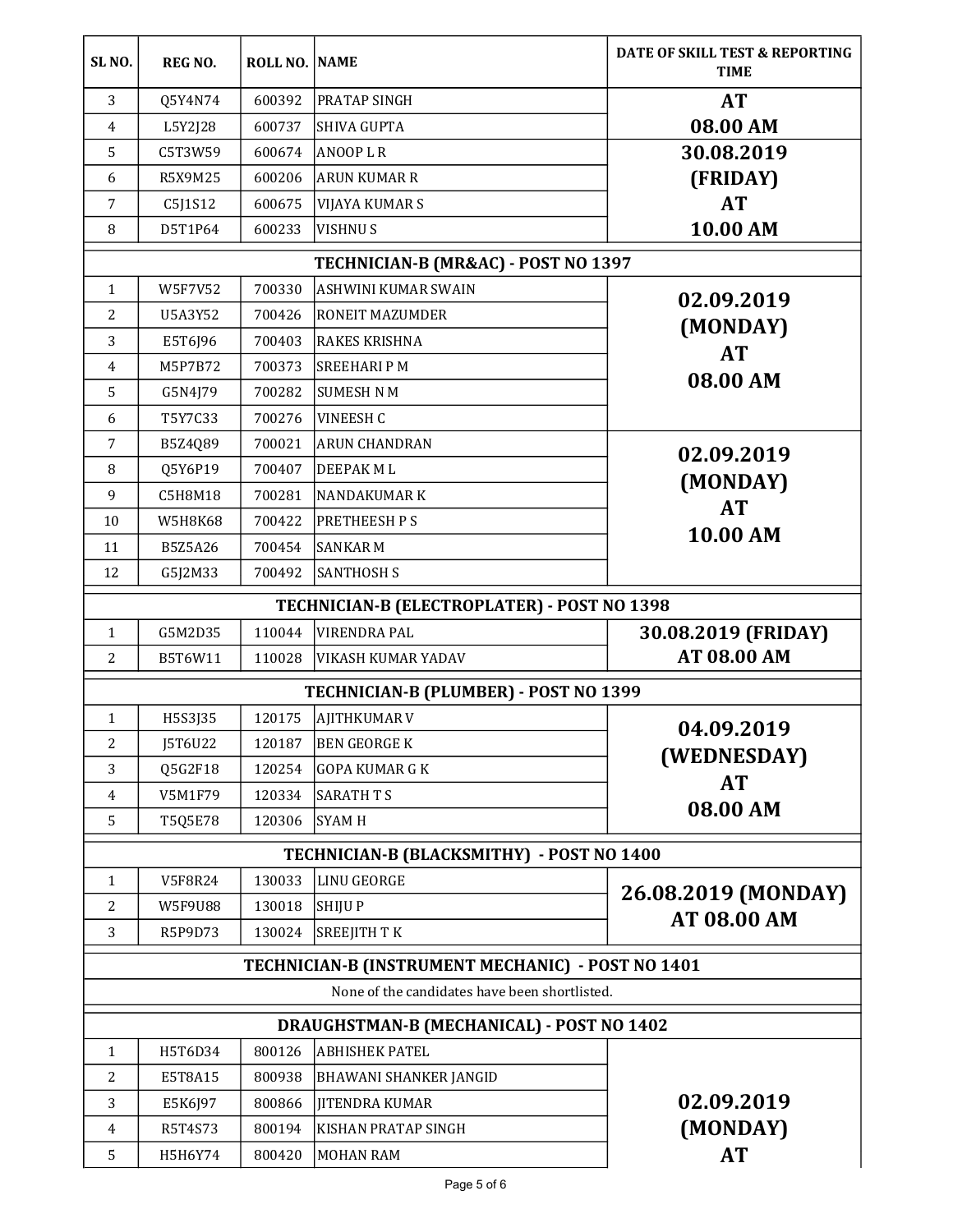| SL NO. | REG NO. | ROLL NO. | NAME | DATE OF SKILL TEST & REPORTING TIME |
|---|---|---|---|---|
| 3 | Q5Y4N74 | 600392 | PRATAP SINGH | AT 08.00 AM |
| 4 | L5Y2J28 | 600737 | SHIVA GUPTA | |
| 5 | C5T3W59 | 600674 | ANOOP L R | 30.08.2019 (FRIDAY) AT 10.00 AM |
| 6 | R5X9M25 | 600206 | ARUN KUMAR R | |
| 7 | C5J1S12 | 600675 | VIJAYA KUMAR S | |
| 8 | D5T1P64 | 600233 | VISHNU S | |

**TECHNICIAN-B (MR&AC) - POST NO 1397**

| SL NO. | REG NO. | ROLL NO. | NAME | DATE OF SKILL TEST & REPORTING TIME |
|---|---|---|---|---|
| 1 | W5F7V52 | 700330 | ASHWINI KUMAR SWAIN | 02.09.2019 (MONDAY) AT 08.00 AM |
| 2 | U5A3Y52 | 700426 | RONEIT MAZUMDER | |
| 3 | E5T6J96 | 700403 | RAKES KRISHNA | |
| 4 | M5P7B72 | 700373 | SREEHARI P M | |
| 5 | G5N4J79 | 700282 | SUMESH N M | |
| 6 | T5Y7C33 | 700276 | VINEESH C | |
| 7 | B5Z4Q89 | 700021 | ARUN CHANDRAN | 02.09.2019 (MONDAY) AT 10.00 AM |
| 8 | Q5Y6P19 | 700407 | DEEPAK M L | |
| 9 | C5H8M18 | 700281 | NANDAKUMAR K | |
| 10 | W5H8K68 | 700422 | PRETHEESH P S | |
| 11 | B5Z5A26 | 700454 | SANKAR M | |
| 12 | G5J2M33 | 700492 | SANTHOSH S | |

**TECHNICIAN-B (ELECTROPLATER) - POST NO 1398**

| SL NO. | REG NO. | ROLL NO. | NAME | DATE OF SKILL TEST & REPORTING TIME |
|---|---|---|---|---|
| 1 | G5M2D35 | 110044 | VIRENDRA PAL | 30.08.2019 (FRIDAY) AT 08.00 AM |
| 2 | B5T6W11 | 110028 | VIKASH KUMAR YADAV | |

**TECHNICIAN-B (PLUMBER) - POST NO 1399**

| SL NO. | REG NO. | ROLL NO. | NAME | DATE OF SKILL TEST & REPORTING TIME |
|---|---|---|---|---|
| 1 | H5S3J35 | 120175 | AJITHKUMAR V | 04.09.2019 (WEDNESDAY) AT 08.00 AM |
| 2 | J5T6U22 | 120187 | BEN GEORGE K | |
| 3 | Q5G2F18 | 120254 | GOPA KUMAR G K | |
| 4 | V5M1F79 | 120334 | SARATH T S | |
| 5 | T5Q5E78 | 120306 | SYAM H | |

**TECHNICIAN-B (BLACKSMITHY) - POST NO 1400**

| SL NO. | REG NO. | ROLL NO. | NAME | DATE OF SKILL TEST & REPORTING TIME |
|---|---|---|---|---|
| 1 | V5F8R24 | 130033 | LINU GEORGE | 26.08.2019 (MONDAY) AT 08.00 AM |
| 2 | W5F9U88 | 130018 | SHIJU P | |
| 3 | R5P9D73 | 130024 | SREEJITH T K | |

**TECHNICIAN-B (INSTRUMENT MECHANIC) - POST NO 1401**

None of the candidates have been shortlisted.

**DRAUGHSTMAN-B (MECHANICAL) - POST NO 1402**

| SL NO. | REG NO. | ROLL NO. | NAME | DATE OF SKILL TEST & REPORTING TIME |
|---|---|---|---|---|
| 1 | H5T6D34 | 800126 | ABHISHEK PATEL | 02.09.2019 (MONDAY) AT |
| 2 | E5T8A15 | 800938 | BHAWANI SHANKER JANGID | |
| 3 | E5K6J97 | 800866 | JITENDRA KUMAR | |
| 4 | R5T4S73 | 800194 | KISHAN PRATAP SINGH | |
| 5 | H5H6Y74 | 800420 | MOHAN RAM | |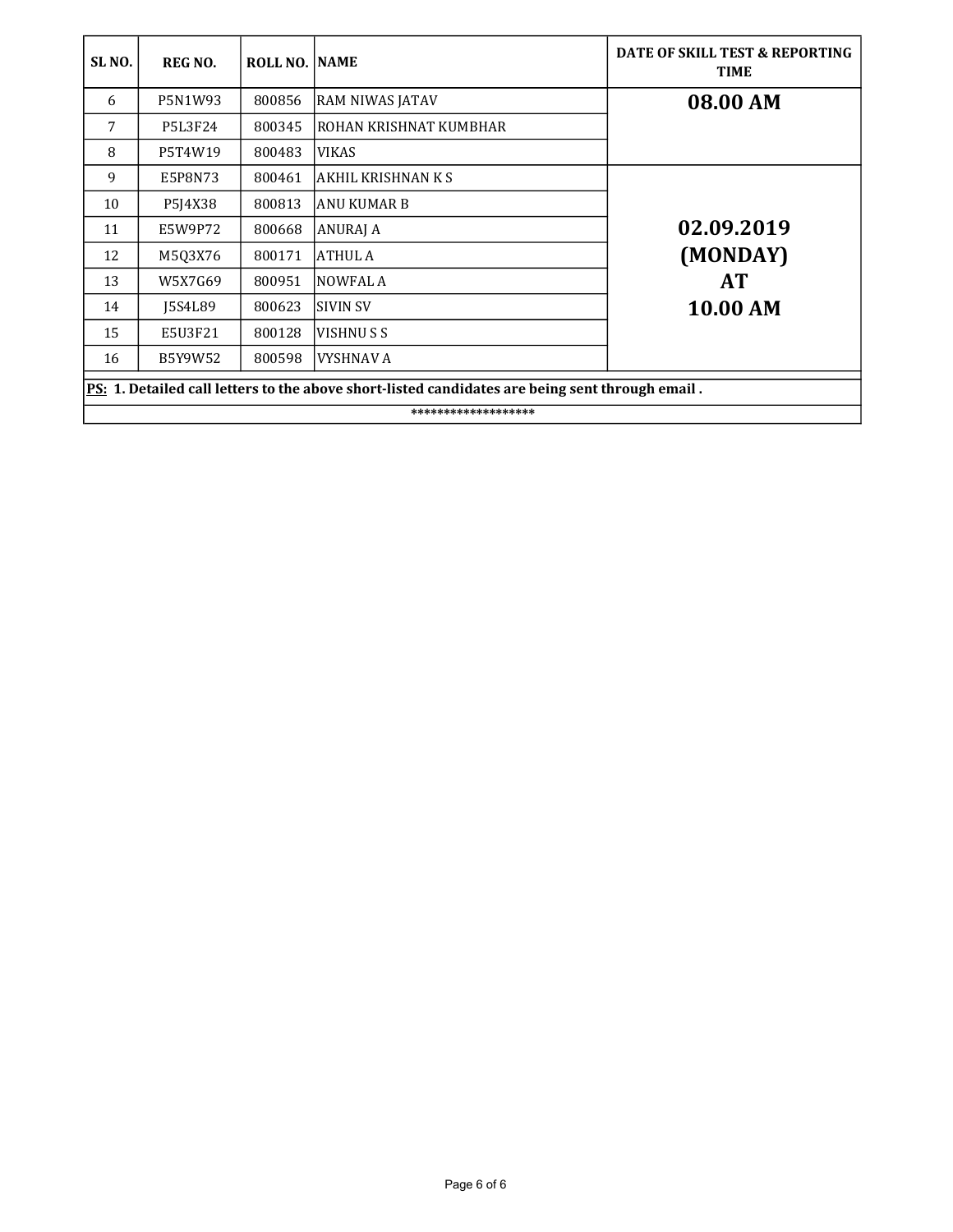| SL NO. | REG NO. | ROLL NO. | NAME | DATE OF SKILL TEST & REPORTING TIME |
|---|---|---|---|---|
| 6 | P5N1W93 | 800856 | RAM NIWAS JATAV | 08.00 AM |
| 7 | P5L3F24 | 800345 | ROHAN KRISHNAT KUMBHAR | |
| 8 | P5T4W19 | 800483 | VIKAS | |
| 9 | E5P8N73 | 800461 | AKHIL KRISHNAN K S | 02.09.2019 (MONDAY) AT 10.00 AM |
| 10 | P5J4X38 | 800813 | ANU KUMAR B | |
| 11 | E5W9P72 | 800668 | ANURAJ A | |
| 12 | M5Q3X76 | 800171 | ATHUL A | |
| 13 | W5X7G69 | 800951 | NOWFAL A | |
| 14 | J5S4L89 | 800623 | SIVIN SV | |
| 15 | E5U3F21 | 800128 | VISHNU S S | |
| 16 | B5Y9W52 | 800598 | VYSHNAV A | |

**PS: 1. Detailed call letters to the above short-listed candidates are being sent through email .**

*******************